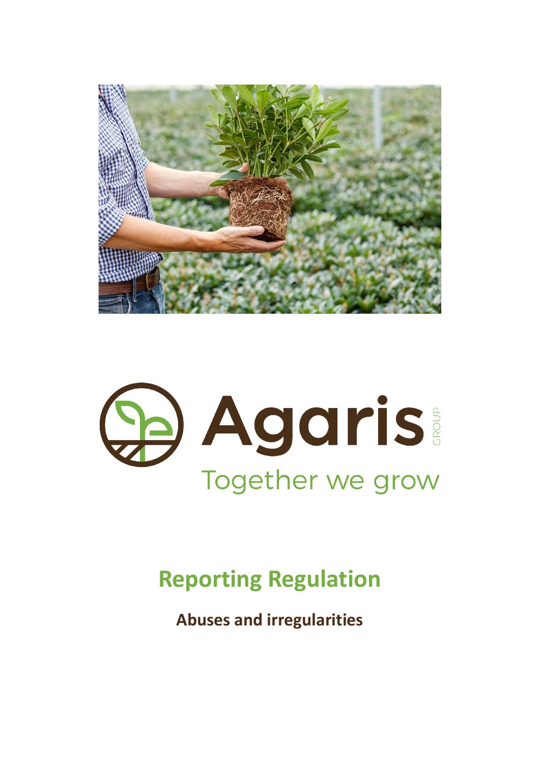Agaris GROUP

Together we grow

# Reporting Regulation

**Abuses and irregularities**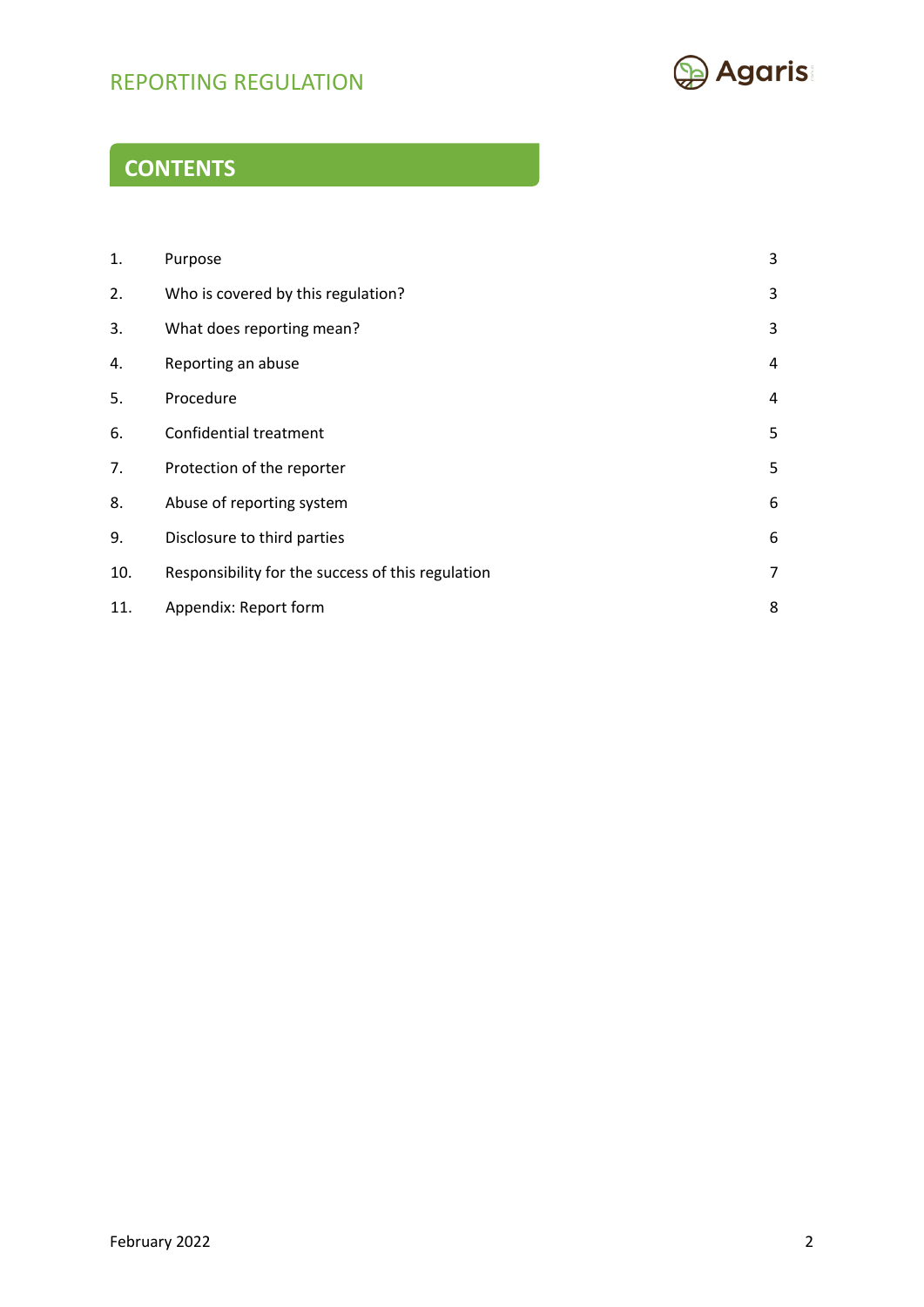## CONTENTS

| | | |
|---|---|---|
| 1. | Purpose | 3 |
| 2. | Who is covered by this regulation? | 3 |
| 3. | What does reporting mean? | 3 |
| 4. | Reporting an abuse | 4 |
| 5. | Procedure | 4 |
| 6. | Confidential treatment | 5 |
| 7. | Protection of the reporter | 5 |
| 8. | Abuse of reporting system | 6 |
| 9. | Disclosure to third parties | 6 |
| 10. | Responsibility for the success of this regulation | 7 |
| 11. | Appendix: Report form | 8 |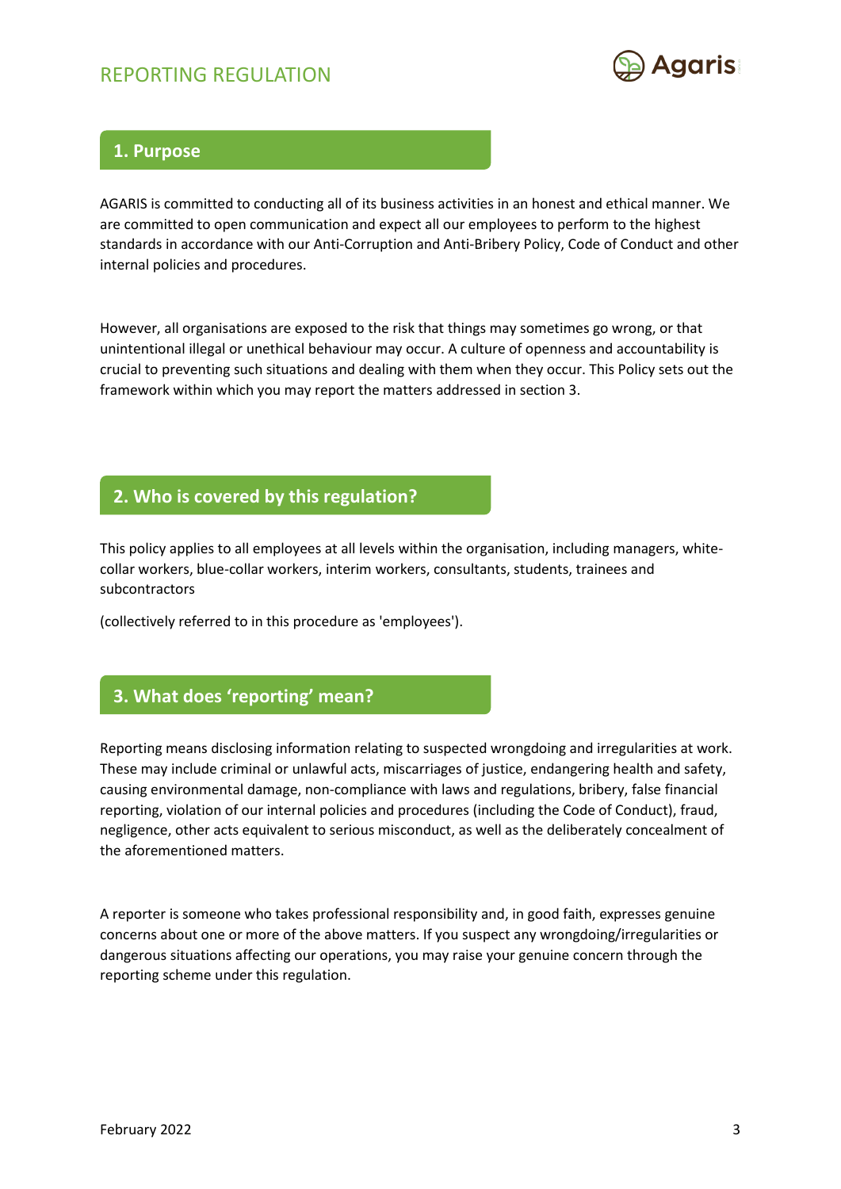## 1. Purpose

AGARIS is committed to conducting all of its business activities in an honest and ethical manner. We are committed to open communication and expect all our employees to perform to the highest standards in accordance with our Anti-Corruption and Anti-Bribery Policy, Code of Conduct and other internal policies and procedures.

However, all organisations are exposed to the risk that things may sometimes go wrong, or that unintentional illegal or unethical behaviour may occur. A culture of openness and accountability is crucial to preventing such situations and dealing with them when they occur. This Policy sets out the framework within which you may report the matters addressed in section 3.

## 2. Who is covered by this regulation?

This policy applies to all employees at all levels within the organisation, including managers, white-collar workers, blue-collar workers, interim workers, consultants, students, trainees and subcontractors

(collectively referred to in this procedure as 'employees').

## 3. What does 'reporting' mean?

Reporting means disclosing information relating to suspected wrongdoing and irregularities at work. These may include criminal or unlawful acts, miscarriages of justice, endangering health and safety, causing environmental damage, non-compliance with laws and regulations, bribery, false financial reporting, violation of our internal policies and procedures (including the Code of Conduct), fraud, negligence, other acts equivalent to serious misconduct, as well as the deliberately concealment of the aforementioned matters.

A reporter is someone who takes professional responsibility and, in good faith, expresses genuine concerns about one or more of the above matters. If you suspect any wrongdoing/irregularities or dangerous situations affecting our operations, you may raise your genuine concern through the reporting scheme under this regulation.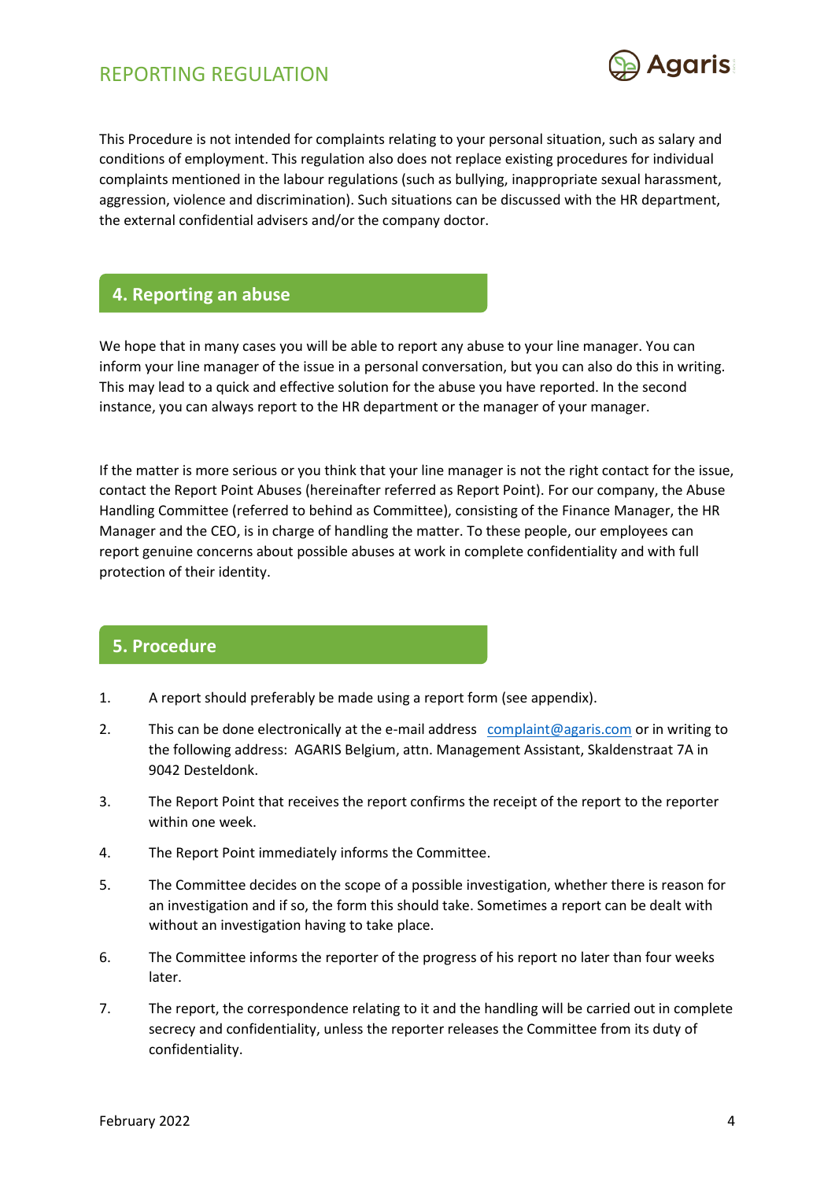This Procedure is not intended for complaints relating to your personal situation, such as salary and conditions of employment. This regulation also does not replace existing procedures for individual complaints mentioned in the labour regulations (such as bullying, inappropriate sexual harassment, aggression, violence and discrimination). Such situations can be discussed with the HR department, the external confidential advisers and/or the company doctor.

## 4. Reporting an abuse

We hope that in many cases you will be able to report any abuse to your line manager. You can inform your line manager of the issue in a personal conversation, but you can also do this in writing. This may lead to a quick and effective solution for the abuse you have reported. In the second instance, you can always report to the HR department or the manager of your manager.

If the matter is more serious or you think that your line manager is not the right contact for the issue, contact the Report Point Abuses (hereinafter referred as Report Point). For our company, the Abuse Handling Committee (referred to behind as Committee), consisting of the Finance Manager, the HR Manager and the CEO, is in charge of handling the matter. To these people, our employees can report genuine concerns about possible abuses at work in complete confidentiality and with full protection of their identity.

## 5. Procedure

1. A report should preferably be made using a report form (see appendix).
2. This can be done electronically at the e-mail address complaint@agaris.com or in writing to the following address: AGARIS Belgium, attn. Management Assistant, Skaldenstraat 7A in 9042 Desteldonk.
3. The Report Point that receives the report confirms the receipt of the report to the reporter within one week.
4. The Report Point immediately informs the Committee.
5. The Committee decides on the scope of a possible investigation, whether there is reason for an investigation and if so, the form this should take. Sometimes a report can be dealt with without an investigation having to take place.
6. The Committee informs the reporter of the progress of his report no later than four weeks later.
7. The report, the correspondence relating to it and the handling will be carried out in complete secrecy and confidentiality, unless the reporter releases the Committee from its duty of confidentiality.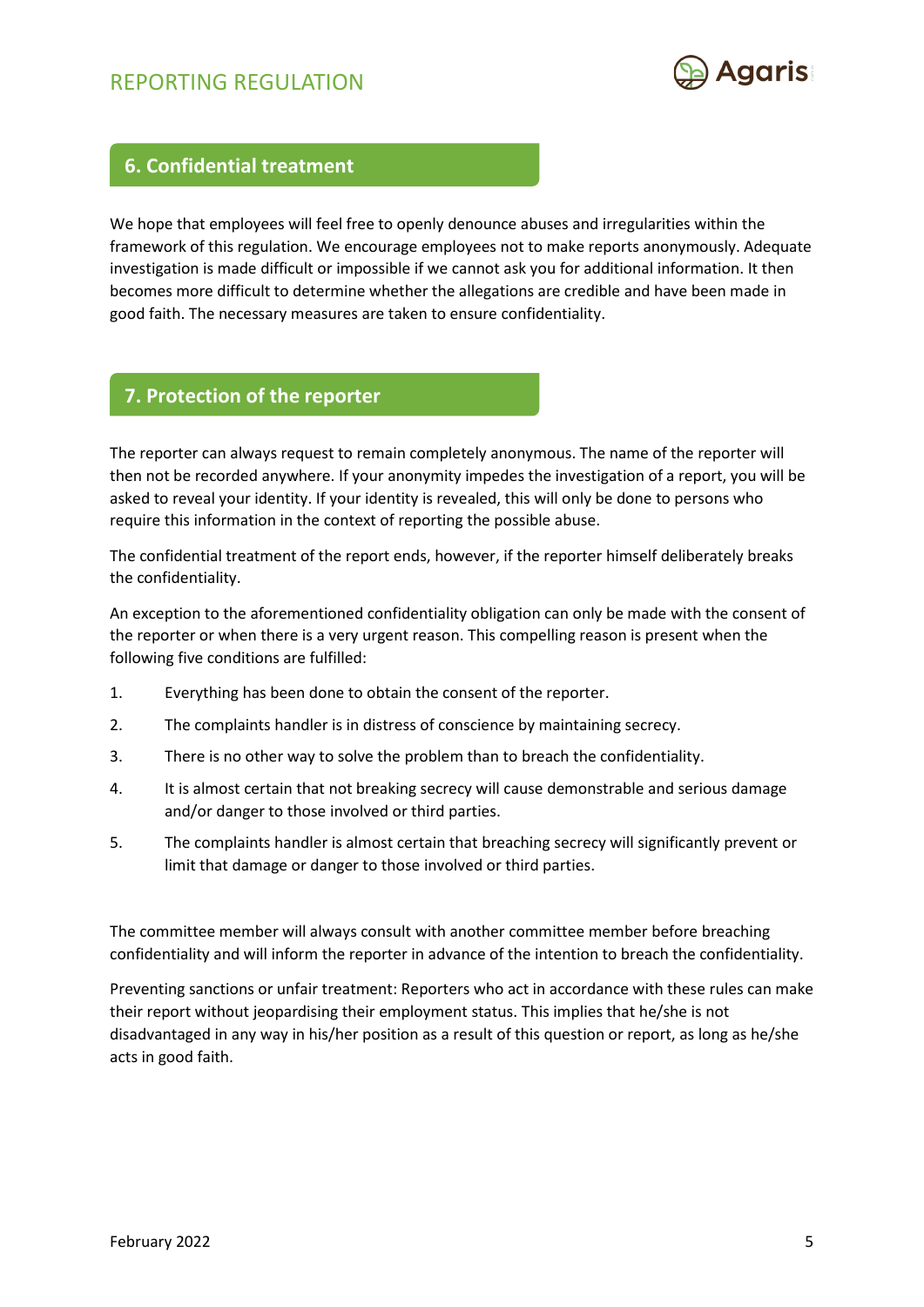## 6. Confidential treatment

We hope that employees will feel free to openly denounce abuses and irregularities within the framework of this regulation. We encourage employees not to make reports anonymously. Adequate investigation is made difficult or impossible if we cannot ask you for additional information. It then becomes more difficult to determine whether the allegations are credible and have been made in good faith. The necessary measures are taken to ensure confidentiality.

## 7. Protection of the reporter

The reporter can always request to remain completely anonymous. The name of the reporter will then not be recorded anywhere. If your anonymity impedes the investigation of a report, you will be asked to reveal your identity. If your identity is revealed, this will only be done to persons who require this information in the context of reporting the possible abuse.

The confidential treatment of the report ends, however, if the reporter himself deliberately breaks the confidentiality.

An exception to the aforementioned confidentiality obligation can only be made with the consent of the reporter or when there is a very urgent reason. This compelling reason is present when the following five conditions are fulfilled:

1. Everything has been done to obtain the consent of the reporter.
2. The complaints handler is in distress of conscience by maintaining secrecy.
3. There is no other way to solve the problem than to breach the confidentiality.
4. It is almost certain that not breaking secrecy will cause demonstrable and serious damage and/or danger to those involved or third parties.
5. The complaints handler is almost certain that breaching secrecy will significantly prevent or limit that damage or danger to those involved or third parties.

The committee member will always consult with another committee member before breaching confidentiality and will inform the reporter in advance of the intention to breach the confidentiality.

Preventing sanctions or unfair treatment: Reporters who act in accordance with these rules can make their report without jeopardising their employment status. This implies that he/she is not disadvantaged in any way in his/her position as a result of this question or report, as long as he/she acts in good faith.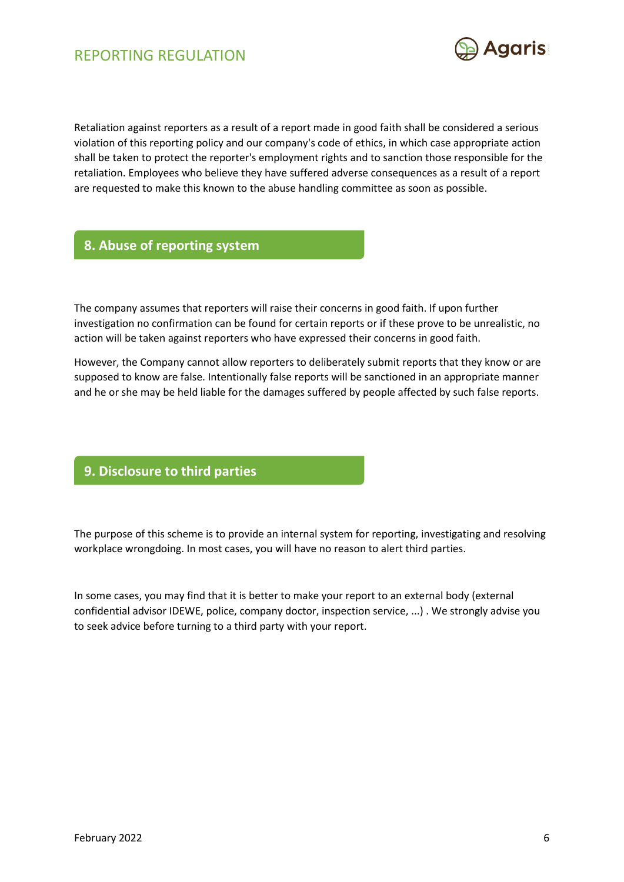Retaliation against reporters as a result of a report made in good faith shall be considered a serious violation of this reporting policy and our company's code of ethics, in which case appropriate action shall be taken to protect the reporter's employment rights and to sanction those responsible for the retaliation. Employees who believe they have suffered adverse consequences as a result of a report are requested to make this known to the abuse handling committee as soon as possible.

## 8. Abuse of reporting system

The company assumes that reporters will raise their concerns in good faith. If upon further investigation no confirmation can be found for certain reports or if these prove to be unrealistic, no action will be taken against reporters who have expressed their concerns in good faith.

However, the Company cannot allow reporters to deliberately submit reports that they know or are supposed to know are false. Intentionally false reports will be sanctioned in an appropriate manner and he or she may be held liable for the damages suffered by people affected by such false reports.

## 9. Disclosure to third parties

The purpose of this scheme is to provide an internal system for reporting, investigating and resolving workplace wrongdoing. In most cases, you will have no reason to alert third parties.

In some cases, you may find that it is better to make your report to an external body (external confidential advisor IDEWE, police, company doctor, inspection service, ...) . We strongly advise you to seek advice before turning to a third party with your report.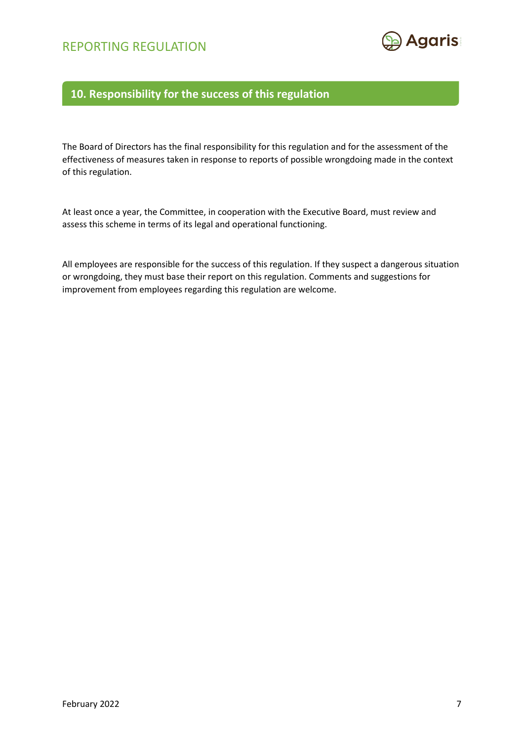## 10. Responsibility for the success of this regulation

The Board of Directors has the final responsibility for this regulation and for the assessment of the effectiveness of measures taken in response to reports of possible wrongdoing made in the context of this regulation.

At least once a year, the Committee, in cooperation with the Executive Board, must review and assess this scheme in terms of its legal and operational functioning.

All employees are responsible for the success of this regulation. If they suspect a dangerous situation or wrongdoing, they must base their report on this regulation. Comments and suggestions for improvement from employees regarding this regulation are welcome.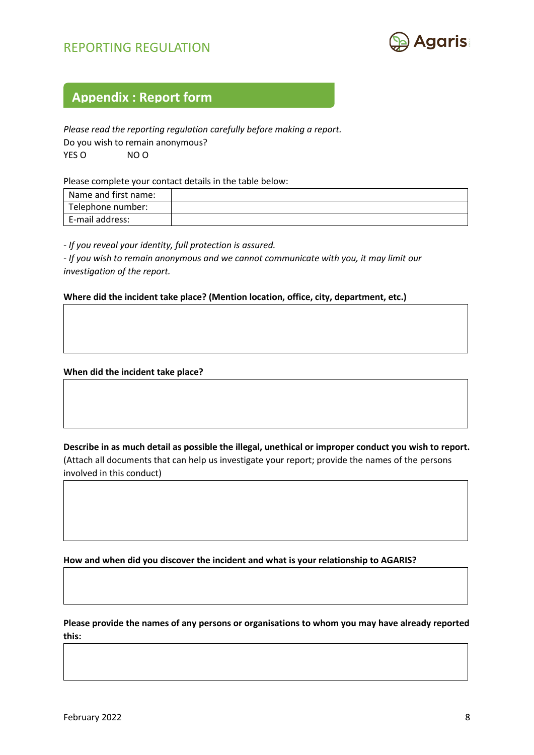## Appendix : Report form

*Please read the reporting regulation carefully before making a report.*

Do you wish to remain anonymous?

YES O NO O

Please complete your contact details in the table below:

| Name and first name: | |
|---|---|
| Telephone number: | |
| E-mail address: | |

*- If you reveal your identity, full protection is assured.*

*- If you wish to remain anonymous and we cannot communicate with you, it may limit our investigation of the report.*

**Where did the incident take place? (Mention location, office, city, department, etc.)**

**When did the incident take place?**

**Describe in as much detail as possible the illegal, unethical or improper conduct you wish to report.** (Attach all documents that can help us investigate your report; provide the names of the persons involved in this conduct)

**How and when did you discover the incident and what is your relationship to AGARIS?**

**Please provide the names of any persons or organisations to whom you may have already reported this:**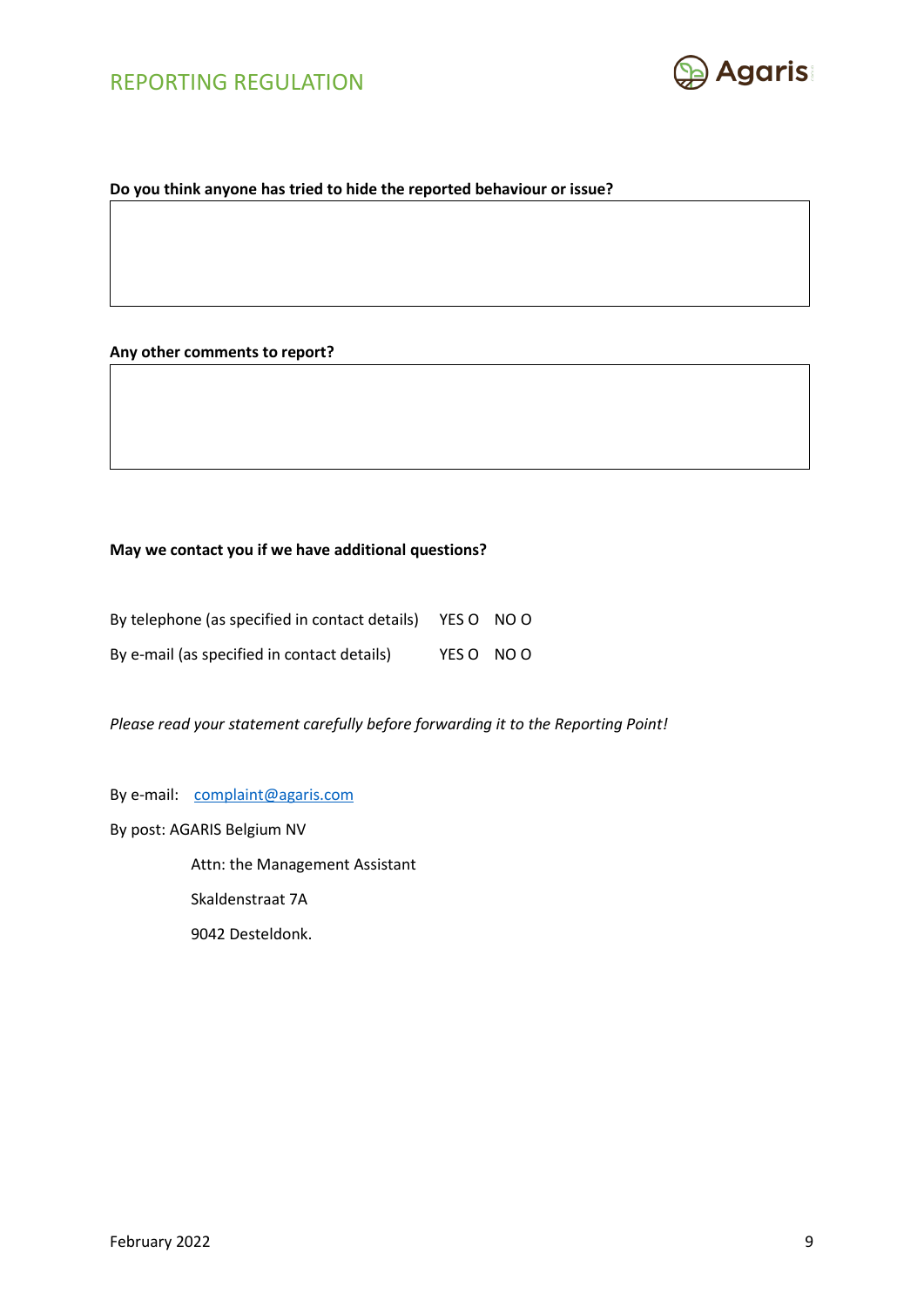**Do you think anyone has tried to hide the reported behaviour or issue?**

**Any other comments to report?**

**May we contact you if we have additional questions?**

By telephone (as specified in contact details) YES O NO O

By e-mail (as specified in contact details) YES O NO O

*Please read your statement carefully before forwarding it to the Reporting Point!*

By e-mail: complaint@agaris.com

By post: AGARIS Belgium NV

Attn: the Management Assistant

Skaldenstraat 7A

9042 Desteldonk.